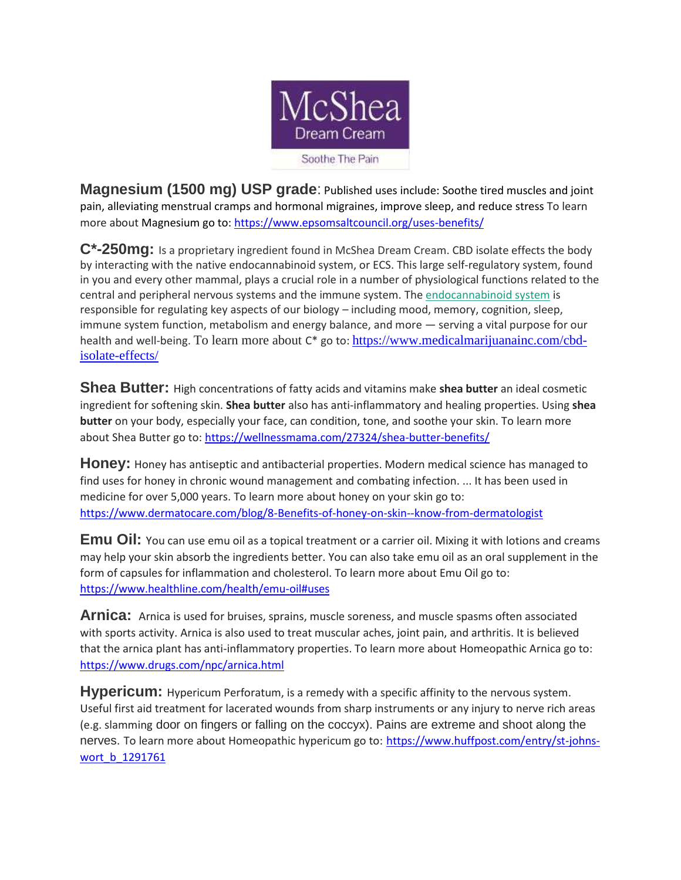# McShea Dream Cream

Soothe The Pain

**Magnesium (1500 mg) USP grade**: Published uses include: Soothe tired muscles and joint pain, alleviating menstrual cramps and hormonal migraines, improve sleep, and reduce stress To learn more about Magnesium go to: https://www.epsomsaltcouncil.org/uses-benefits/

**C*-250mg:** Is a proprietary ingredient found in McShea Dream Cream. CBD isolate effects the body by interacting with the native endocannabinoid system, or ECS. This large self-regulatory system, found in you and every other mammal, plays a crucial role in a number of physiological functions related to the central and peripheral nervous systems and the immune system. The endocannabinoid system is responsible for regulating key aspects of our biology – including mood, memory, cognition, sleep, immune system function, metabolism and energy balance, and more — serving a vital purpose for our health and well-being. To learn more about C* go to: https://www.medicalmarijuanainc.com/cbd-isolate-effects/

**Shea Butter:** High concentrations of fatty acids and vitamins make **shea butter** an ideal cosmetic ingredient for softening skin. **Shea butter** also has anti-inflammatory and healing properties. Using **shea butter** on your body, especially your face, can condition, tone, and soothe your skin. To learn more about Shea Butter go to: https://wellnessmama.com/27324/shea-butter-benefits/

**Honey:** Honey has antiseptic and antibacterial properties. Modern medical science has managed to find uses for honey in chronic wound management and combating infection. ... It has been used in medicine for over 5,000 years. To learn more about honey on your skin go to: https://www.dermatocare.com/blog/8-Benefits-of-honey-on-skin--know-from-dermatologist

**Emu Oil:** You can use emu oil as a topical treatment or a carrier oil. Mixing it with lotions and creams may help your skin absorb the ingredients better. You can also take emu oil as an oral supplement in the form of capsules for inflammation and cholesterol. To learn more about Emu Oil go to: https://www.healthline.com/health/emu-oil#uses

**Arnica:** Arnica is used for bruises, sprains, muscle soreness, and muscle spasms often associated with sports activity. Arnica is also used to treat muscular aches, joint pain, and arthritis. It is believed that the arnica plant has anti-inflammatory properties. To learn more about Homeopathic Arnica go to: https://www.drugs.com/npc/arnica.html

**Hypericum:** Hypericum Perforatum, is a remedy with a specific affinity to the nervous system. Useful first aid treatment for lacerated wounds from sharp instruments or any injury to nerve rich areas (e.g. slamming door on fingers or falling on the coccyx). Pains are extreme and shoot along the nerves. To learn more about Homeopathic hypericum go to: https://www.huffpost.com/entry/st-johns-wort_b_1291761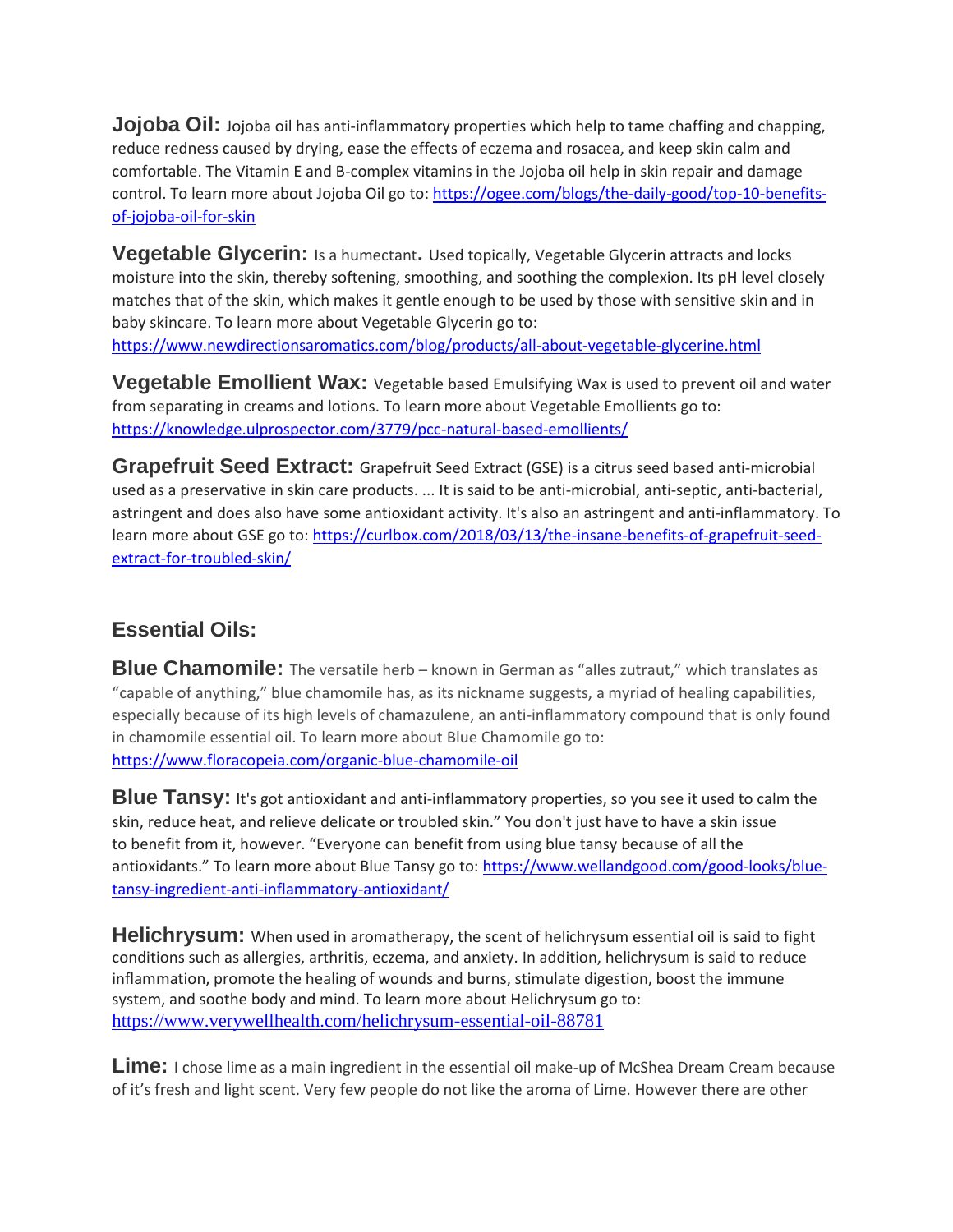**Jojoba Oil:** Jojoba oil has anti-inflammatory properties which help to tame chaffing and chapping, reduce redness caused by drying, ease the effects of eczema and rosacea, and keep skin calm and comfortable. The Vitamin E and B-complex vitamins in the Jojoba oil help in skin repair and damage control. To learn more about Jojoba Oil go to: [https://ogee.com/blogs/the-daily-good/top-10-benefits-of-jojoba-oil-for-skin](https://ogee.com/blogs/the-daily-good/top-10-benefits-of-jojoba-oil-for-skin)

**Vegetable Glycerin:** Is a humectant**.** Used topically, Vegetable Glycerin attracts and locks moisture into the skin, thereby softening, smoothing, and soothing the complexion. Its pH level closely matches that of the skin, which makes it gentle enough to be used by those with sensitive skin and in baby skincare. To learn more about Vegetable Glycerin go to: [https://www.newdirectionsaromatics.com/blog/products/all-about-vegetable-glycerine.html](https://www.newdirectionsaromatics.com/blog/products/all-about-vegetable-glycerine.html)

**Vegetable Emollient Wax:** Vegetable based Emulsifying Wax is used to prevent oil and water from separating in creams and lotions. To learn more about Vegetable Emollients go to: [https://knowledge.ulprospector.com/3779/pcc-natural-based-emollients/](https://knowledge.ulprospector.com/3779/pcc-natural-based-emollients/)

**Grapefruit Seed Extract:** Grapefruit Seed Extract (GSE) is a citrus seed based anti-microbial used as a preservative in skin care products. ... It is said to be anti-microbial, anti-septic, anti-bacterial, astringent and does also have some antioxidant activity. It's also an astringent and anti-inflammatory. To learn more about GSE go to: [https://curlbox.com/2018/03/13/the-insane-benefits-of-grapefruit-seed-extract-for-troubled-skin/](https://curlbox.com/2018/03/13/the-insane-benefits-of-grapefruit-seed-extract-for-troubled-skin/)

## Essential Oils:

**Blue Chamomile:** The versatile herb – known in German as "alles zutraut," which translates as "capable of anything," blue chamomile has, as its nickname suggests, a myriad of healing capabilities, especially because of its high levels of chamazulene, an anti-inflammatory compound that is only found in chamomile essential oil. To learn more about Blue Chamomile go to: [https://www.floracopeia.com/organic-blue-chamomile-oil](https://www.floracopeia.com/organic-blue-chamomile-oil)

**Blue Tansy:** It's got antioxidant and anti-inflammatory properties, so you see it used to calm the skin, reduce heat, and relieve delicate or troubled skin." You don't just have to have a skin issue to benefit from it, however. "Everyone can benefit from using blue tansy because of all the antioxidants." To learn more about Blue Tansy go to: [https://www.wellandgood.com/good-looks/blue-tansy-ingredient-anti-inflammatory-antioxidant/](https://www.wellandgood.com/good-looks/blue-tansy-ingredient-anti-inflammatory-antioxidant/)

**Helichrysum:** When used in aromatherapy, the scent of helichrysum essential oil is said to fight conditions such as allergies, arthritis, eczema, and anxiety. In addition, helichrysum is said to reduce inflammation, promote the healing of wounds and burns, stimulate digestion, boost the immune system, and soothe body and mind. To learn more about Helichrysum go to: [https://www.verywellhealth.com/helichrysum-essential-oil-88781](https://www.verywellhealth.com/helichrysum-essential-oil-88781)

**Lime:** I chose lime as a main ingredient in the essential oil make-up of McShea Dream Cream because of it's fresh and light scent. Very few people do not like the aroma of Lime. However there are other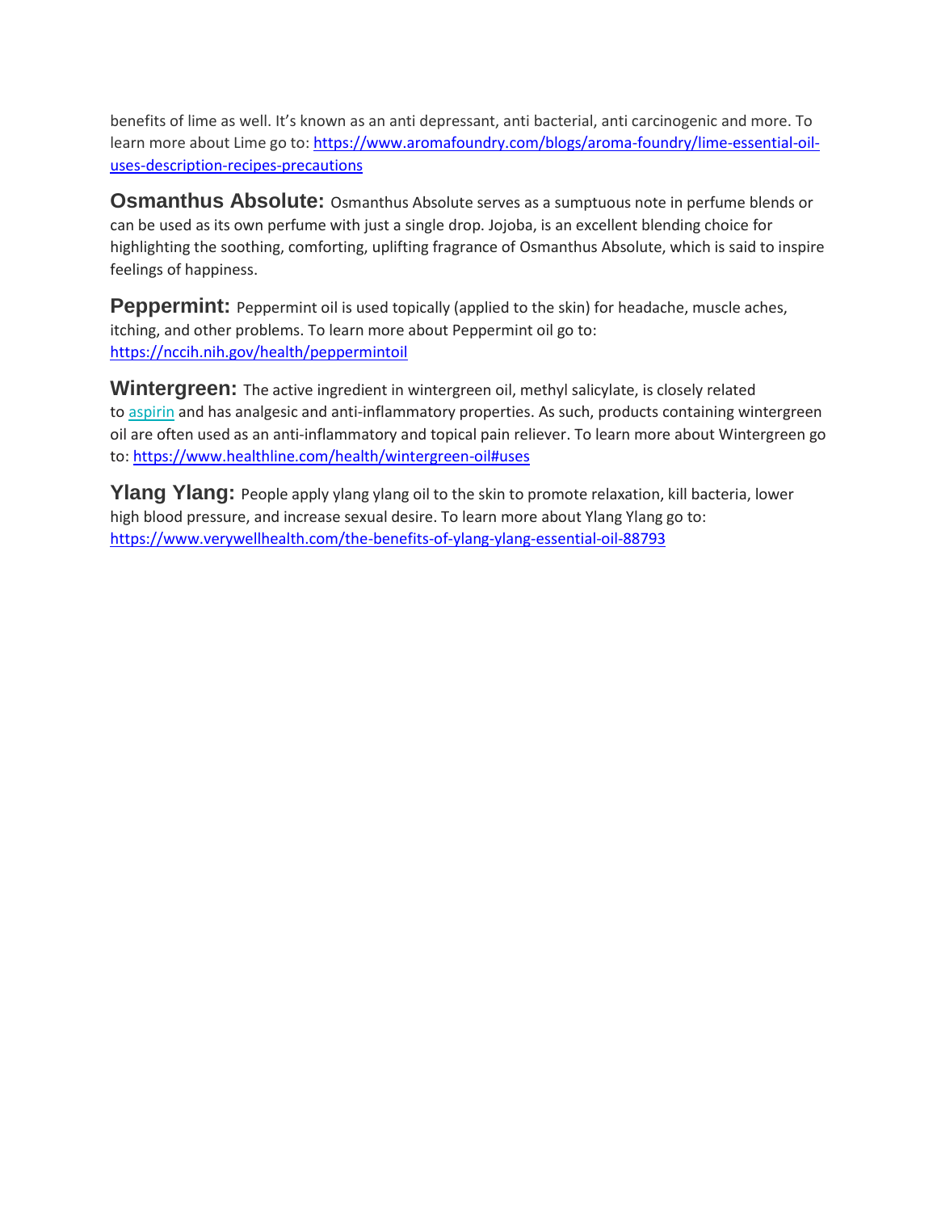benefits of lime as well. It's known as an anti depressant, anti bacterial, anti carcinogenic and more. To learn more about Lime go to: https://www.aromafoundry.com/blogs/aroma-foundry/lime-essential-oil-uses-description-recipes-precautions

**Osmanthus Absolute:** Osmanthus Absolute serves as a sumptuous note in perfume blends or can be used as its own perfume with just a single drop. Jojoba, is an excellent blending choice for highlighting the soothing, comforting, uplifting fragrance of Osmanthus Absolute, which is said to inspire feelings of happiness.

**Peppermint:** Peppermint oil is used topically (applied to the skin) for headache, muscle aches, itching, and other problems. To learn more about Peppermint oil go to: https://nccih.nih.gov/health/peppermintoil

**Wintergreen:** The active ingredient in wintergreen oil, methyl salicylate, is closely related to aspirin and has analgesic and anti-inflammatory properties. As such, products containing wintergreen oil are often used as an anti-inflammatory and topical pain reliever. To learn more about Wintergreen go to: https://www.healthline.com/health/wintergreen-oil#uses

**Ylang Ylang:** People apply ylang ylang oil to the skin to promote relaxation, kill bacteria, lower high blood pressure, and increase sexual desire. To learn more about Ylang Ylang go to: https://www.verywellhealth.com/the-benefits-of-ylang-ylang-essential-oil-88793